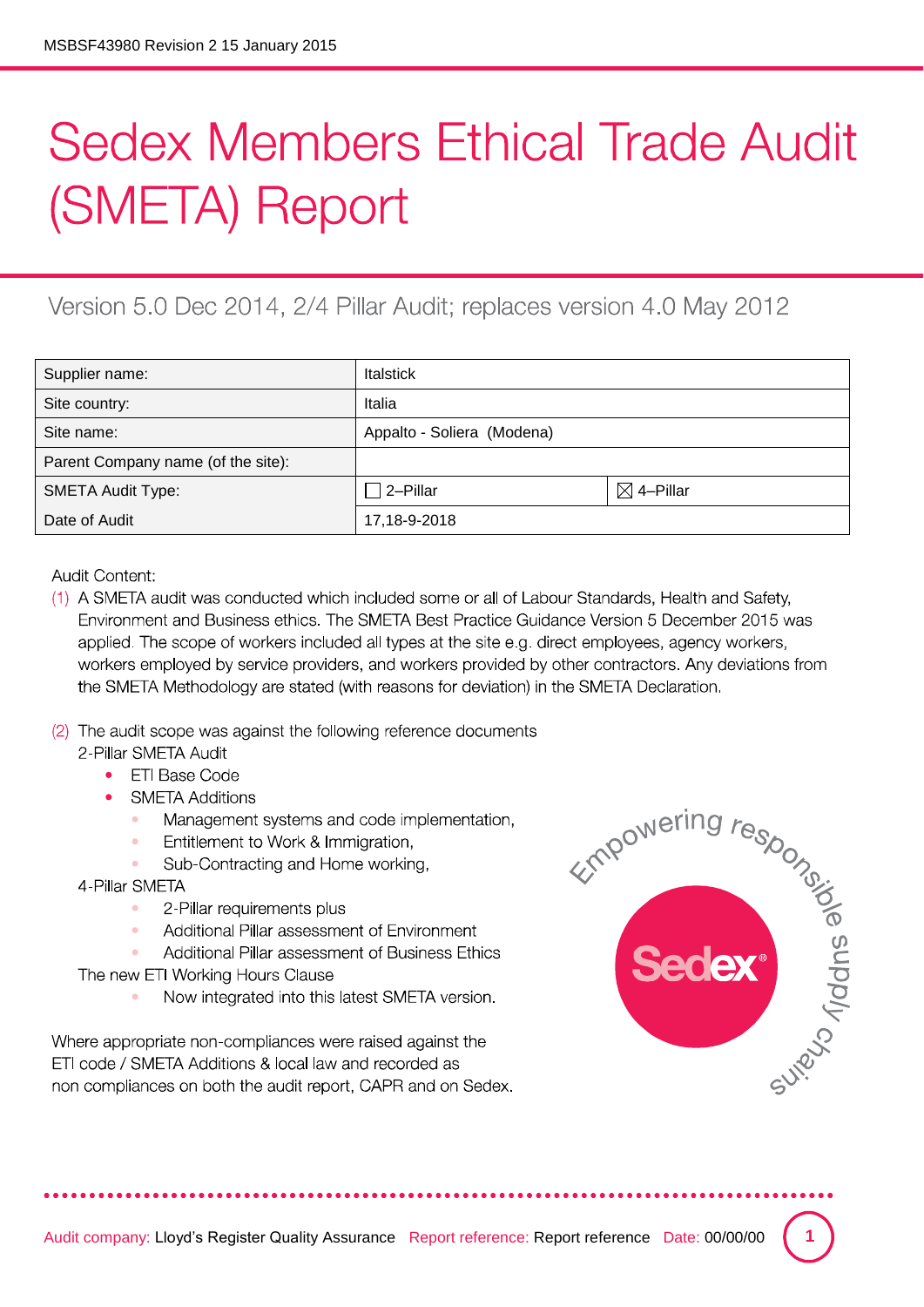# Sedex Members Ethical Trade Audit (SMETA) Report

Version 5.0 Dec 2014, 2/4 Pillar Audit; replaces version 4.0 May 2012

| | | |
|---|---|---|
| Supplier name: | Italstick | |
| Site country: | Italia | |
| Site name: | Appalto - Soliera (Modena) | |
| Parent Company name (of the site): | | |
| SMETA Audit Type: | ☐ 2–Pillar | ☒ 4–Pillar |
| Date of Audit | 17,18-9-2018 | |

Audit Content:

(1) A SMETA audit was conducted which included some or all of Labour Standards, Health and Safety, Environment and Business ethics. The SMETA Best Practice Guidance Version 5 December 2015 was applied. The scope of workers included all types at the site e.g. direct employees, agency workers, workers employed by service providers, and workers provided by other contractors. Any deviations from the SMETA Methodology are stated (with reasons for deviation) in the SMETA Declaration.

(2) The audit scope was against the following reference documents

2-Pillar SMETA Audit

- ETI Base Code
- SMETA Additions
  - Management systems and code implementation,
  - Entitlement to Work & Immigration,
  - Sub-Contracting and Home working,

4-Pillar SMETA

- 2-Pillar requirements plus
- Additional Pillar assessment of Environment
- Additional Pillar assessment of Business Ethics

The new ETI Working Hours Clause

- Now integrated into this latest SMETA version.

Where appropriate non-compliances were raised against the ETI code / SMETA Additions & local law and recorded as non compliances on both the audit report, CAPR and on Sedex.

Empowering responsible supply chains

Sedex®

Audit company: Lloyd's Register Quality Assurance Report reference: Report reference Date: 00/00/00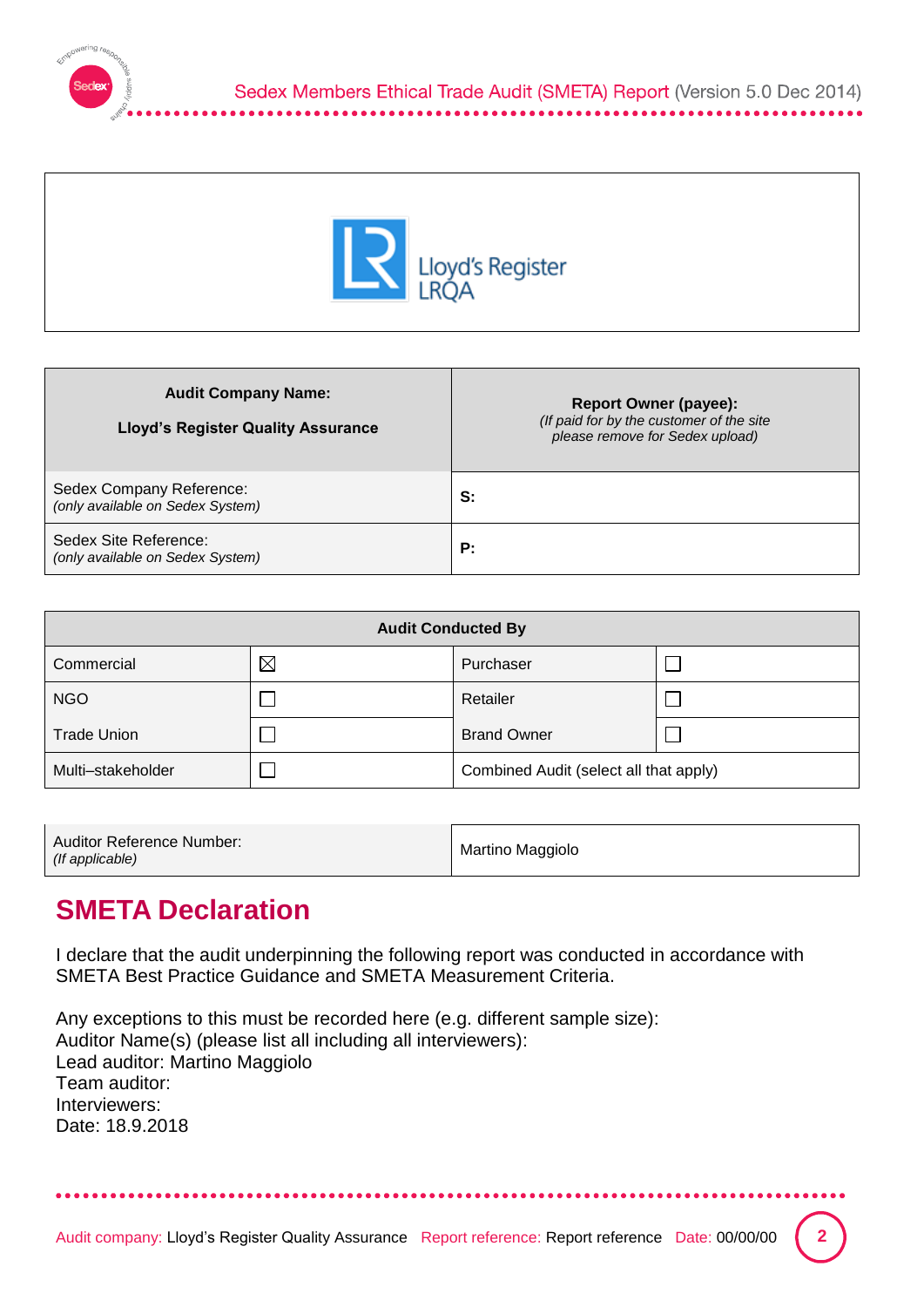Lloyd's Register LRQA

| **Audit Company Name:** **Lloyd's Register Quality Assurance** | **Report Owner (payee):** *(If paid for by the customer of the site please remove for Sedex upload)* |
|---|---|
| Sedex Company Reference: *(only available on Sedex System)* | **S:** |
| Sedex Site Reference: *(only available on Sedex System)* | **P:** |

| **Audit Conducted By** | | | |
|---|---|---|---|
| Commercial | ☒ | Purchaser | ☐ |
| NGO | ☐ | Retailer | ☐ |
| Trade Union | ☐ | Brand Owner | ☐ |
| Multi–stakeholder | ☐ | Combined Audit (select all that apply) | |

| Auditor Reference Number: *(If applicable)* | Martino Maggiolo |
|---|---|

## SMETA Declaration

I declare that the audit underpinning the following report was conducted in accordance with SMETA Best Practice Guidance and SMETA Measurement Criteria.

Any exceptions to this must be recorded here (e.g. different sample size):
Auditor Name(s) (please list all including all interviewers):
Lead auditor: Martino Maggiolo
Team auditor:
Interviewers:
Date: 18.9.2018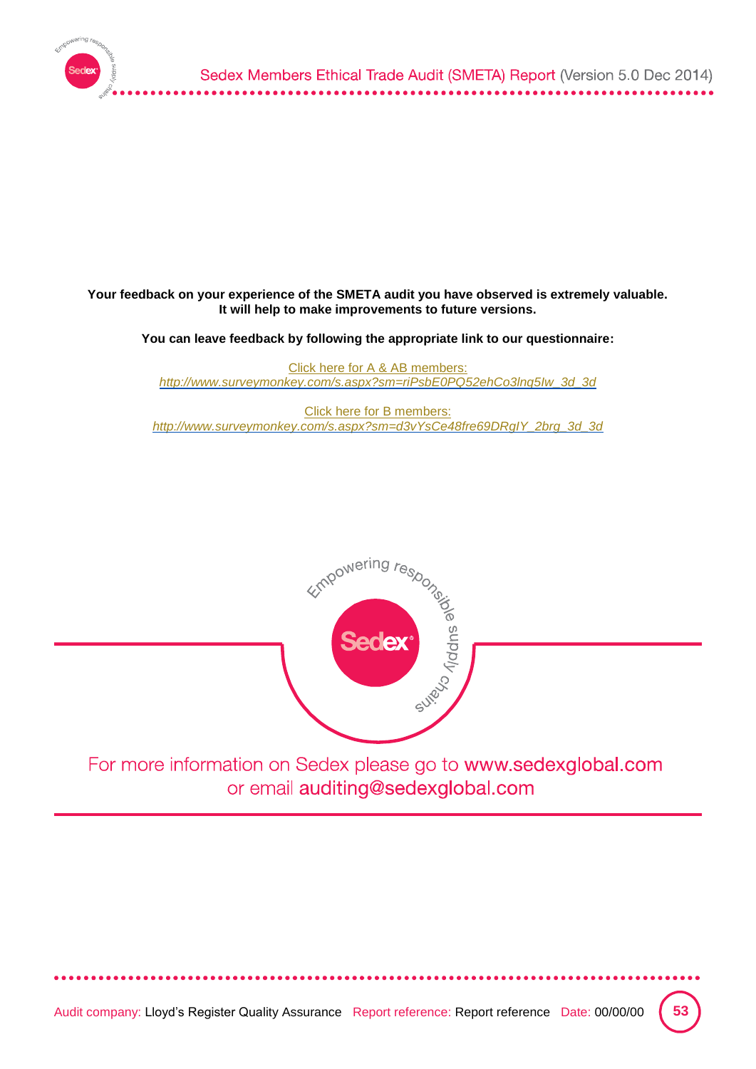**Your feedback on your experience of the SMETA audit you have observed is extremely valuable. It will help to make improvements to future versions.**

**You can leave feedback by following the appropriate link to our questionnaire:**

Click here for A & AB members:
*http://www.surveymonkey.com/s.aspx?sm=riPsbE0PQ52ehCo3lng5Iw_3d_3d*

Click here for B members:
*http://www.surveymonkey.com/s.aspx?sm=d3vYsCe48fre69DRgIY_2brg_3d_3d*

For more information on Sedex please go to www.sedexglobal.com
or email auditing@sedexglobal.com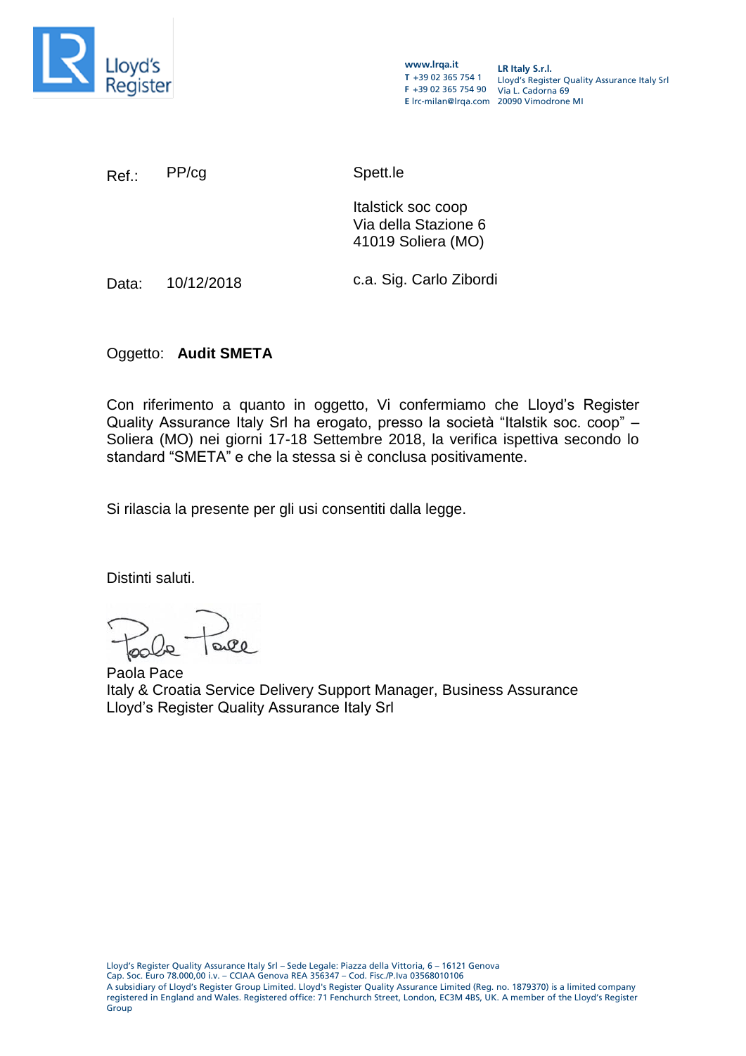www.lrqa.it
**T** +39 02 365 754 1
**F** +39 02 365 754 90
**E** lrc-milan@lrqa.com

**LR Italy S.r.l.**
Lloyd's Register Quality Assurance Italy Srl
Via L. Cadorna 69
20090 Vimodrone MI

Ref.: PP/cg

Spett.le

Italstick soc coop
Via della Stazione 6
41019 Soliera (MO)

Data: 10/12/2018

c.a. Sig. Carlo Zibordi

Oggetto: **Audit SMETA**

Con riferimento a quanto in oggetto, Vi confermiamo che Lloyd's Register Quality Assurance Italy Srl ha erogato, presso la società "Italstik soc. coop" – Soliera (MO) nei giorni 17-18 Settembre 2018, la verifica ispettiva secondo lo standard "SMETA" e che la stessa si è conclusa positivamente.

Si rilascia la presente per gli usi consentiti dalla legge.

Distinti saluti.

Paola Pace
Italy & Croatia Service Delivery Support Manager, Business Assurance
Lloyd's Register Quality Assurance Italy Srl

Lloyd's Register Quality Assurance Italy Srl – Sede Legale: Piazza della Vittoria, 6 – 16121 Genova
Cap. Soc. Euro 78.000,00 i.v. – CCIAA Genova REA 356347 – Cod. Fisc./P.Iva 03568010106
A subsidiary of Lloyd's Register Group Limited. Lloyd's Register Quality Assurance Limited (Reg. no. 1879370) is a limited company registered in England and Wales. Registered office: 71 Fenchurch Street, London, EC3M 4BS, UK. A member of the Lloyd's Register Group